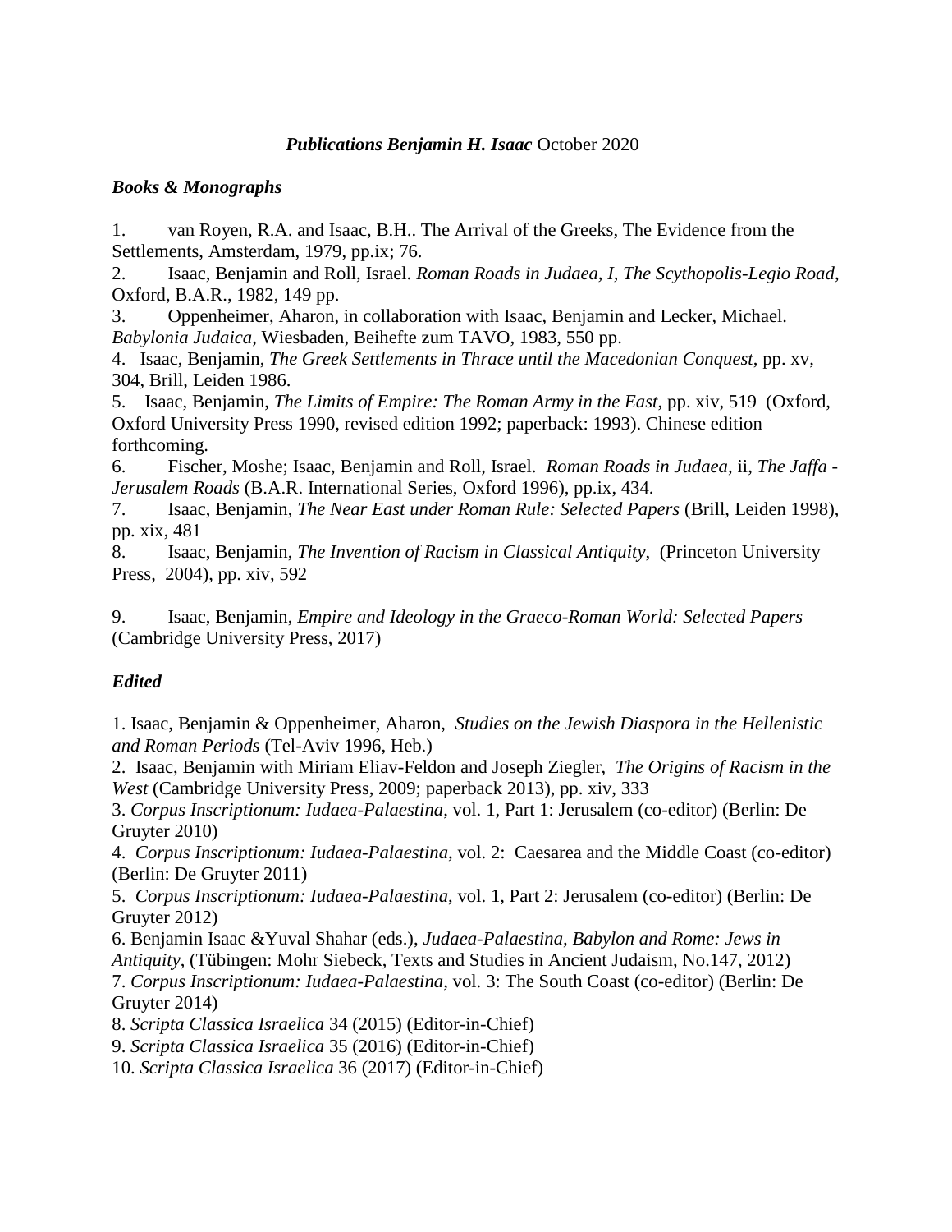***Publications Benjamin H. Isaac*** October 2020

***Books & Monographs***

1. van Royen, R.A. and Isaac, B.H.. The Arrival of the Greeks, The Evidence from the Settlements, Amsterdam, 1979, pp.ix; 76.
2. Isaac, Benjamin and Roll, Israel. *Roman Roads in Judaea, I, The Scythopolis-Legio Road*, Oxford, B.A.R., 1982, 149 pp.
3. Oppenheimer, Aharon, in collaboration with Isaac, Benjamin and Lecker, Michael. *Babylonia Judaica*, Wiesbaden, Beihefte zum TAVO, 1983, 550 pp.
4. Isaac, Benjamin, *The Greek Settlements in Thrace until the Macedonian Conquest*, pp. xv, 304, Brill, Leiden 1986.
5. Isaac, Benjamin, *The Limits of Empire: The Roman Army in the East*, pp. xiv, 519 (Oxford, Oxford University Press 1990, revised edition 1992; paperback: 1993). Chinese edition forthcoming.
6. Fischer, Moshe; Isaac, Benjamin and Roll, Israel. *Roman Roads in Judaea*, ii, *The Jaffa - Jerusalem Roads* (B.A.R. International Series, Oxford 1996), pp.ix, 434.
7. Isaac, Benjamin, *The Near East under Roman Rule: Selected Papers* (Brill, Leiden 1998), pp. xix, 481
8. Isaac, Benjamin, *The Invention of Racism in Classical Antiquity*, (Princeton University Press, 2004), pp. xiv, 592
9. Isaac, Benjamin, *Empire and Ideology in the Graeco-Roman World: Selected Papers* (Cambridge University Press, 2017)

***Edited***

1. Isaac, Benjamin & Oppenheimer, Aharon, *Studies on the Jewish Diaspora in the Hellenistic and Roman Periods* (Tel-Aviv 1996, Heb.)
2. Isaac, Benjamin with Miriam Eliav-Feldon and Joseph Ziegler, *The Origins of Racism in the West* (Cambridge University Press, 2009; paperback 2013), pp. xiv, 333
3. *Corpus Inscriptionum: Iudaea-Palaestina*, vol. 1, Part 1: Jerusalem (co-editor) (Berlin: De Gruyter 2010)
4. *Corpus Inscriptionum: Iudaea-Palaestina*, vol. 2: Caesarea and the Middle Coast (co-editor) (Berlin: De Gruyter 2011)
5. *Corpus Inscriptionum: Iudaea-Palaestina*, vol. 1, Part 2: Jerusalem (co-editor) (Berlin: De Gruyter 2012)
6. Benjamin Isaac &Yuval Shahar (eds.), *Judaea-Palaestina, Babylon and Rome: Jews in Antiquity*, (Tübingen: Mohr Siebeck, Texts and Studies in Ancient Judaism, No.147, 2012)
7. *Corpus Inscriptionum: Iudaea-Palaestina*, vol. 3: The South Coast (co-editor) (Berlin: De Gruyter 2014)
8. *Scripta Classica Israelica* 34 (2015) (Editor-in-Chief)
9. *Scripta Classica Israelica* 35 (2016) (Editor-in-Chief)
10. *Scripta Classica Israelica* 36 (2017) (Editor-in-Chief)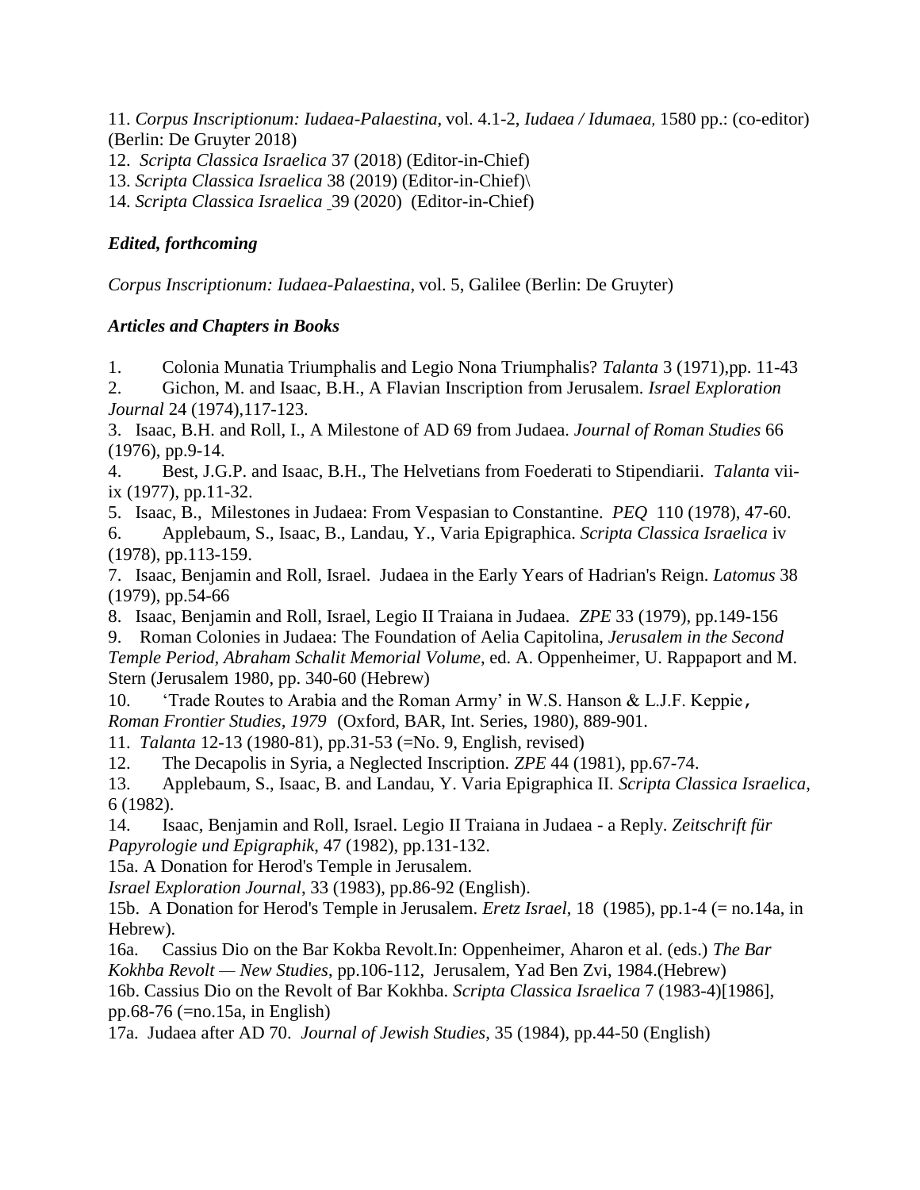11. *Corpus Inscriptionum: Iudaea-Palaestina*, vol. 4.1-2, *Iudaea / Idumaea,* 1580 pp.: (co-editor) (Berlin: De Gruyter 2018)
12. *Scripta Classica Israelica* 37 (2018) (Editor-in-Chief)
13. *Scripta Classica Israelica* 38 (2019) (Editor-in-Chief)\
14. *Scripta Classica Israelica* 39 (2020) (Editor-in-Chief)

***Edited, forthcoming***

*Corpus Inscriptionum: Iudaea-Palaestina*, vol. 5, Galilee (Berlin: De Gruyter)

***Articles and Chapters in Books***

1. Colonia Munatia Triumphalis and Legio Nona Triumphalis? *Talanta* 3 (1971),pp. 11-43
2. Gichon, M. and Isaac, B.H., A Flavian Inscription from Jerusalem. *Israel Exploration Journal* 24 (1974),117-123.
3. Isaac, B.H. and Roll, I., A Milestone of AD 69 from Judaea. *Journal of Roman Studies* 66 (1976), pp.9-14.
4. Best, J.G.P. and Isaac, B.H., The Helvetians from Foederati to Stipendiarii. *Talanta* vii-ix (1977), pp.11-32.
5. Isaac, B., Milestones in Judaea: From Vespasian to Constantine. *PEQ* 110 (1978), 47-60.
6. Applebaum, S., Isaac, B., Landau, Y., Varia Epigraphica. *Scripta Classica Israelica* iv (1978), pp.113-159.
7. Isaac, Benjamin and Roll, Israel. Judaea in the Early Years of Hadrian's Reign. *Latomus* 38 (1979), pp.54-66
8. Isaac, Benjamin and Roll, Israel, Legio II Traiana in Judaea. *ZPE* 33 (1979), pp.149-156
9. Roman Colonies in Judaea: The Foundation of Aelia Capitolina, *Jerusalem in the Second Temple Period, Abraham Schalit Memorial Volume*, ed. A. Oppenheimer, U. Rappaport and M. Stern (Jerusalem 1980, pp. 340-60 (Hebrew)
10. 'Trade Routes to Arabia and the Roman Army' in W.S. Hanson & L.J.F. Keppie, *Roman Frontier Studies, 1979* (Oxford, BAR, Int. Series, 1980), 889-901.
11. *Talanta* 12-13 (1980-81), pp.31-53 (=No. 9, English, revised)
12. The Decapolis in Syria, a Neglected Inscription. *ZPE* 44 (1981), pp.67-74.
13. Applebaum, S., Isaac, B. and Landau, Y. Varia Epigraphica II. *Scripta Classica Israelica*, 6 (1982).
14. Isaac, Benjamin and Roll, Israel. Legio II Traiana in Judaea - a Reply. *Zeitschrift für Papyrologie und Epigraphik*, 47 (1982), pp.131-132.

15a. A Donation for Herod's Temple in Jerusalem. *Israel Exploration Journal*, 33 (1983), pp.86-92 (English).

15b. A Donation for Herod's Temple in Jerusalem. *Eretz Israel*, 18 (1985), pp.1-4 (= no.14a, in Hebrew).

16a. Cassius Dio on the Bar Kokba Revolt.In: Oppenheimer, Aharon et al. (eds.) *The Bar Kokhba Revolt — New Studies*, pp.106-112, Jerusalem, Yad Ben Zvi, 1984.(Hebrew)

16b. Cassius Dio on the Revolt of Bar Kokhba. *Scripta Classica Israelica* 7 (1983-4)[1986], pp.68-76 (=no.15a, in English)

17a. Judaea after AD 70. *Journal of Jewish Studies*, 35 (1984), pp.44-50 (English)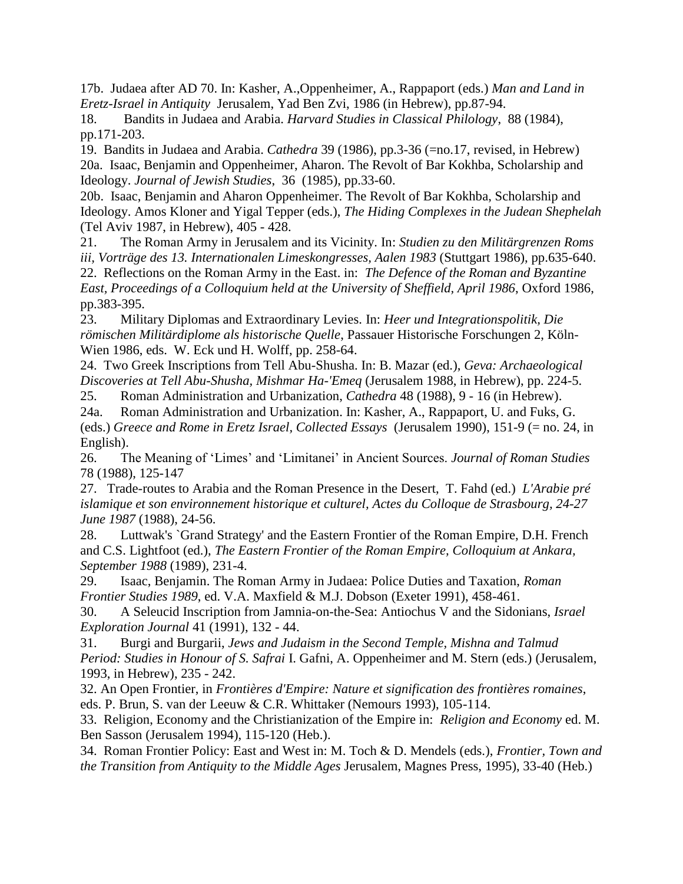17b. Judaea after AD 70. In: Kasher, A.,Oppenheimer, A., Rappaport (eds.) *Man and Land in Eretz-Israel in Antiquity* Jerusalem, Yad Ben Zvi, 1986 (in Hebrew), pp.87-94.

18. Bandits in Judaea and Arabia. *Harvard Studies in Classical Philology*, 88 (1984), pp.171-203.

19. Bandits in Judaea and Arabia. *Cathedra* 39 (1986), pp.3-36 (=no.17, revised, in Hebrew)

20a. Isaac, Benjamin and Oppenheimer, Aharon. The Revolt of Bar Kokhba, Scholarship and Ideology. *Journal of Jewish Studies*, 36 (1985), pp.33-60.

20b. Isaac, Benjamin and Aharon Oppenheimer. The Revolt of Bar Kokhba, Scholarship and Ideology. Amos Kloner and Yigal Tepper (eds.), *The Hiding Complexes in the Judean Shephelah* (Tel Aviv 1987, in Hebrew), 405 - 428.

21. The Roman Army in Jerusalem and its Vicinity. In: *Studien zu den Militärgrenzen Roms iii, Vorträge des 13. Internationalen Limeskongresses, Aalen 1983* (Stuttgart 1986), pp.635-640.

22. Reflections on the Roman Army in the East. in: *The Defence of the Roman and Byzantine East, Proceedings of a Colloquium held at the University of Sheffield, April 1986*, Oxford 1986, pp.383-395.

23. Military Diplomas and Extraordinary Levies. In: *Heer und Integrationspolitik, Die römischen Militärdiplome als historische Quelle*, Passauer Historische Forschungen 2, Köln-Wien 1986, eds. W. Eck und H. Wolff, pp. 258-64.

24. Two Greek Inscriptions from Tell Abu-Shusha. In: B. Mazar (ed.), *Geva: Archaeological Discoveries at Tell Abu-Shusha, Mishmar Ha-'Emeq* (Jerusalem 1988, in Hebrew), pp. 224-5.

25. Roman Administration and Urbanization, *Cathedra* 48 (1988), 9 - 16 (in Hebrew).

24a. Roman Administration and Urbanization. In: Kasher, A., Rappaport, U. and Fuks, G. (eds.) *Greece and Rome in Eretz Israel, Collected Essays* (Jerusalem 1990), 151-9 (= no. 24, in English).

26. The Meaning of 'Limes' and 'Limitanei' in Ancient Sources. *Journal of Roman Studies* 78 (1988), 125-147

27. Trade-routes to Arabia and the Roman Presence in the Desert, T. Fahd (ed.) *L'Arabie pré islamique et son environnement historique et culturel, Actes du Colloque de Strasbourg, 24-27 June 1987* (1988), 24-56.

28. Luttwak's `Grand Strategy' and the Eastern Frontier of the Roman Empire, D.H. French and C.S. Lightfoot (ed.), *The Eastern Frontier of the Roman Empire, Colloquium at Ankara, September 1988* (1989), 231-4.

29. Isaac, Benjamin. The Roman Army in Judaea: Police Duties and Taxation, *Roman Frontier Studies 1989*, ed. V.A. Maxfield & M.J. Dobson (Exeter 1991), 458-461.

30. A Seleucid Inscription from Jamnia-on-the-Sea: Antiochus V and the Sidonians, *Israel Exploration Journal* 41 (1991), 132 - 44.

31. Burgi and Burgarii, *Jews and Judaism in the Second Temple, Mishna and Talmud Period: Studies in Honour of S. Safrai* I. Gafni, A. Oppenheimer and M. Stern (eds.) (Jerusalem, 1993, in Hebrew), 235 - 242.

32. An Open Frontier, in *Frontières d'Empire: Nature et signification des frontières romaines*, eds. P. Brun, S. van der Leeuw & C.R. Whittaker (Nemours 1993), 105-114.

33. Religion, Economy and the Christianization of the Empire in: *Religion and Economy* ed. M. Ben Sasson (Jerusalem 1994), 115-120 (Heb.).

34. Roman Frontier Policy: East and West in: M. Toch & D. Mendels (eds.), *Frontier, Town and the Transition from Antiquity to the Middle Ages* Jerusalem, Magnes Press, 1995), 33-40 (Heb.)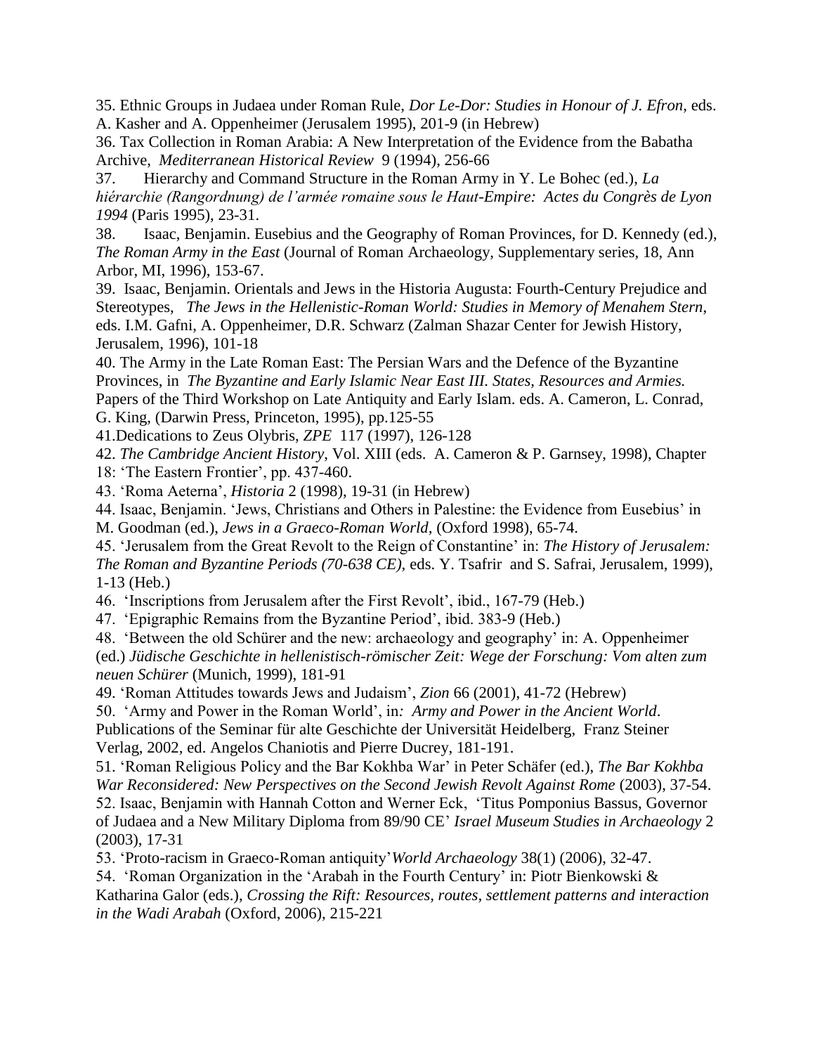35. Ethnic Groups in Judaea under Roman Rule, *Dor Le-Dor: Studies in Honour of J. Efron*, eds. A. Kasher and A. Oppenheimer (Jerusalem 1995), 201-9 (in Hebrew)

36. Tax Collection in Roman Arabia: A New Interpretation of the Evidence from the Babatha Archive, *Mediterranean Historical Review* 9 (1994), 256-66

37. Hierarchy and Command Structure in the Roman Army in Y. Le Bohec (ed.), *La hiérarchie (Rangordnung) de l'armée romaine sous le Haut-Empire: Actes du Congrès de Lyon 1994* (Paris 1995), 23-31.

38. Isaac, Benjamin. Eusebius and the Geography of Roman Provinces, for D. Kennedy (ed.), *The Roman Army in the East* (Journal of Roman Archaeology, Supplementary series, 18, Ann Arbor, MI, 1996), 153-67.

39. Isaac, Benjamin. Orientals and Jews in the Historia Augusta: Fourth-Century Prejudice and Stereotypes, *The Jews in the Hellenistic-Roman World: Studies in Memory of Menahem Stern*, eds. I.M. Gafni, A. Oppenheimer, D.R. Schwarz (Zalman Shazar Center for Jewish History, Jerusalem, 1996), 101-18

40. The Army in the Late Roman East: The Persian Wars and the Defence of the Byzantine Provinces, in *The Byzantine and Early Islamic Near East III. States, Resources and Armies.* Papers of the Third Workshop on Late Antiquity and Early Islam. eds. A. Cameron, L. Conrad, G. King, (Darwin Press, Princeton, 1995), pp.125-55

41.Dedications to Zeus Olybris, *ZPE* 117 (1997), 126-128

42. *The Cambridge Ancient History*, Vol. XIII (eds. A. Cameron & P. Garnsey, 1998), Chapter 18: 'The Eastern Frontier', pp. 437-460.

43. 'Roma Aeterna', *Historia* 2 (1998), 19-31 (in Hebrew)

44. Isaac, Benjamin. 'Jews, Christians and Others in Palestine: the Evidence from Eusebius' in M. Goodman (ed.), *Jews in a Graeco-Roman World,* (Oxford 1998), 65-74.

45. 'Jerusalem from the Great Revolt to the Reign of Constantine' in: *The History of Jerusalem: The Roman and Byzantine Periods (70-638 CE)*, eds. Y. Tsafrir and S. Safrai, Jerusalem, 1999), 1-13 (Heb.)

46. 'Inscriptions from Jerusalem after the First Revolt', ibid., 167-79 (Heb.)

47. 'Epigraphic Remains from the Byzantine Period', ibid. 383-9 (Heb.)

48. 'Between the old Schürer and the new: archaeology and geography' in: A. Oppenheimer (ed.) *Jüdische Geschichte in hellenistisch-römischer Zeit: Wege der Forschung: Vom alten zum neuen Schürer* (Munich, 1999), 181-91

49. 'Roman Attitudes towards Jews and Judaism', *Zion* 66 (2001), 41-72 (Hebrew)

50. 'Army and Power in the Roman World', in*: Army and Power in the Ancient World*. Publications of the Seminar für alte Geschichte der Universität Heidelberg, Franz Steiner Verlag, 2002, ed. Angelos Chaniotis and Pierre Ducrey, 181-191.

51. 'Roman Religious Policy and the Bar Kokhba War' in Peter Schäfer (ed.), *The Bar Kokhba War Reconsidered: New Perspectives on the Second Jewish Revolt Against Rome* (2003), 37-54.

52. Isaac, Benjamin with Hannah Cotton and Werner Eck, 'Titus Pomponius Bassus, Governor of Judaea and a New Military Diploma from 89/90 CE' *Israel Museum Studies in Archaeology* 2 (2003), 17-31

53. 'Proto-racism in Graeco-Roman antiquity'*World Archaeology* 38(1) (2006), 32-47.

54. 'Roman Organization in the 'Arabah in the Fourth Century' in: Piotr Bienkowski & Katharina Galor (eds.), *Crossing the Rift: Resources, routes, settlement patterns and interaction in the Wadi Arabah* (Oxford, 2006), 215-221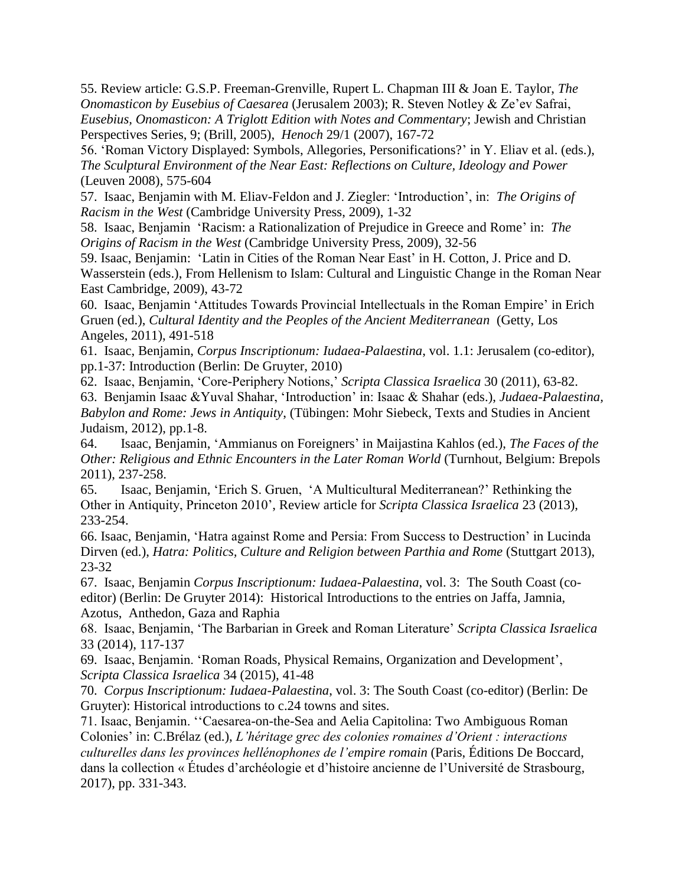55. Review article: G.S.P. Freeman-Grenville, Rupert L. Chapman III & Joan E. Taylor, *The Onomasticon by Eusebius of Caesarea* (Jerusalem 2003); R. Steven Notley & Ze'ev Safrai, *Eusebius, Onomasticon: A Triglott Edition with Notes and Commentary*; Jewish and Christian Perspectives Series, 9; (Brill, 2005), *Henoch* 29/1 (2007), 167-72

56. 'Roman Victory Displayed: Symbols, Allegories, Personifications?' in Y. Eliav et al. (eds.), *The Sculptural Environment of the Near East: Reflections on Culture, Ideology and Power* (Leuven 2008), 575-604

57. Isaac, Benjamin with M. Eliav-Feldon and J. Ziegler: 'Introduction', in: *The Origins of Racism in the West* (Cambridge University Press, 2009), 1-32

58. Isaac, Benjamin 'Racism: a Rationalization of Prejudice in Greece and Rome' in: *The Origins of Racism in the West* (Cambridge University Press, 2009), 32-56

59. Isaac, Benjamin: 'Latin in Cities of the Roman Near East' in H. Cotton, J. Price and D. Wasserstein (eds.), From Hellenism to Islam: Cultural and Linguistic Change in the Roman Near East Cambridge, 2009), 43-72

60. Isaac, Benjamin 'Attitudes Towards Provincial Intellectuals in the Roman Empire' in Erich Gruen (ed.), *Cultural Identity and the Peoples of the Ancient Mediterranean* (Getty, Los Angeles, 2011), 491-518

61. Isaac, Benjamin, *Corpus Inscriptionum: Iudaea-Palaestina*, vol. 1.1: Jerusalem (co-editor), pp.1-37: Introduction (Berlin: De Gruyter, 2010)

62. Isaac, Benjamin, 'Core-Periphery Notions,' *Scripta Classica Israelica* 30 (2011), 63-82.

63. Benjamin Isaac &Yuval Shahar, 'Introduction' in: Isaac & Shahar (eds.), *Judaea-Palaestina, Babylon and Rome: Jews in Antiquity*, (Tübingen: Mohr Siebeck, Texts and Studies in Ancient Judaism, 2012), pp.1-8.

64. Isaac, Benjamin, 'Ammianus on Foreigners' in Maijastina Kahlos (ed.), *The Faces of the Other: Religious and Ethnic Encounters in the Later Roman World* (Turnhout, Belgium: Brepols 2011), 237-258.

65. Isaac, Benjamin, 'Erich S. Gruen, 'A Multicultural Mediterranean?' Rethinking the Other in Antiquity, Princeton 2010', Review article for *Scripta Classica Israelica* 23 (2013), 233-254.

66. Isaac, Benjamin, 'Hatra against Rome and Persia: From Success to Destruction' in Lucinda Dirven (ed.), *Hatra: Politics, Culture and Religion between Parthia and Rome* (Stuttgart 2013), 23-32

67. Isaac, Benjamin *Corpus Inscriptionum: Iudaea-Palaestina*, vol. 3: The South Coast (co-editor) (Berlin: De Gruyter 2014): Historical Introductions to the entries on Jaffa, Jamnia, Azotus, Anthedon, Gaza and Raphia

68. Isaac, Benjamin, 'The Barbarian in Greek and Roman Literature' *Scripta Classica Israelica* 33 (2014), 117-137

69. Isaac, Benjamin. 'Roman Roads, Physical Remains, Organization and Development', *Scripta Classica Israelica* 34 (2015), 41-48

70. *Corpus Inscriptionum: Iudaea-Palaestina*, vol. 3: The South Coast (co-editor) (Berlin: De Gruyter): Historical introductions to c.24 towns and sites.

71. Isaac, Benjamin. ''Caesarea-on-the-Sea and Aelia Capitolina: Two Ambiguous Roman Colonies' in: C.Brélaz (ed.), *L'héritage grec des colonies romaines d'Orient : interactions culturelles dans les provinces hellénophones de l'empire romain* (Paris, Éditions De Boccard, dans la collection « Études d'archéologie et d'histoire ancienne de l'Université de Strasbourg, 2017), pp. 331-343.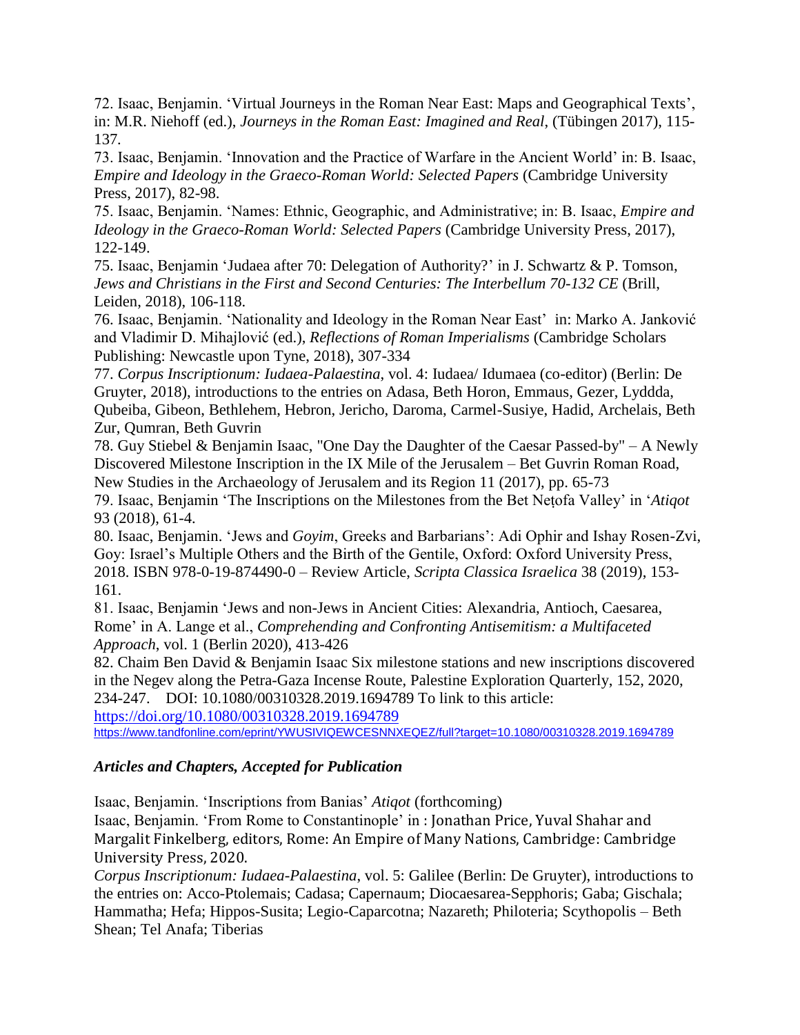72. Isaac, Benjamin. 'Virtual Journeys in the Roman Near East: Maps and Geographical Texts', in: M.R. Niehoff (ed.), *Journeys in the Roman East: Imagined and Real*, (Tübingen 2017), 115-137.

73. Isaac, Benjamin. 'Innovation and the Practice of Warfare in the Ancient World' in: B. Isaac, *Empire and Ideology in the Graeco-Roman World: Selected Papers* (Cambridge University Press, 2017), 82-98.

75. Isaac, Benjamin. 'Names: Ethnic, Geographic, and Administrative; in: B. Isaac, *Empire and Ideology in the Graeco-Roman World: Selected Papers* (Cambridge University Press, 2017), 122-149.

75. Isaac, Benjamin 'Judaea after 70: Delegation of Authority?' in J. Schwartz & P. Tomson, *Jews and Christians in the First and Second Centuries: The Interbellum 70-132 CE* (Brill, Leiden, 2018), 106-118.

76. Isaac, Benjamin. 'Nationality and Ideology in the Roman Near East' in: Marko A. Janković and Vladimir D. Mihajlović (ed.), *Reflections of Roman Imperialisms* (Cambridge Scholars Publishing: Newcastle upon Tyne, 2018), 307-334

77. *Corpus Inscriptionum: Iudaea-Palaestina*, vol. 4: Iudaea/ Idumaea (co-editor) (Berlin: De Gruyter, 2018), introductions to the entries on Adasa, Beth Horon, Emmaus, Gezer, Lyddda, Qubeiba, Gibeon, Bethlehem, Hebron, Jericho, Daroma, Carmel-Susiye, Hadid, Archelais, Beth Zur, Qumran, Beth Guvrin

78. Guy Stiebel & Benjamin Isaac, "One Day the Daughter of the Caesar Passed-by" – A Newly Discovered Milestone Inscription in the IX Mile of the Jerusalem – Bet Guvrin Roman Road, New Studies in the Archaeology of Jerusalem and its Region 11 (2017), pp. 65-73

79. Isaac, Benjamin 'The Inscriptions on the Milestones from the Bet Neṭofa Valley' in '*Atiqot* 93 (2018), 61-4.

80. Isaac, Benjamin. 'Jews and *Goyim*, Greeks and Barbarians': Adi Ophir and Ishay Rosen-Zvi, Goy: Israel's Multiple Others and the Birth of the Gentile, Oxford: Oxford University Press, 2018. ISBN 978-0-19-874490-0 – Review Article, *Scripta Classica Israelica* 38 (2019), 153-161.

81. Isaac, Benjamin 'Jews and non-Jews in Ancient Cities: Alexandria, Antioch, Caesarea, Rome' in A. Lange et al., *Comprehending and Confronting Antisemitism: a Multifaceted Approach*, vol. 1 (Berlin 2020), 413-426

82. Chaim Ben David & Benjamin Isaac Six milestone stations and new inscriptions discovered in the Negev along the Petra-Gaza Incense Route, Palestine Exploration Quarterly, 152, 2020, 234-247. DOI: 10.1080/00310328.2019.1694789 To link to this article: https://doi.org/10.1080/00310328.2019.1694789
https://www.tandfonline.com/eprint/YWUSIVIQEWCESNNXEQEZ/full?target=10.1080/00310328.2019.1694789

### *Articles and Chapters, Accepted for Publication*

Isaac, Benjamin. 'Inscriptions from Banias' *Atiqot* (forthcoming)

Isaac, Benjamin. 'From Rome to Constantinople' in : Jonathan Price, Yuval Shahar and Margalit Finkelberg, editors, Rome: An Empire of Many Nations, Cambridge: Cambridge University Press, 2020.

*Corpus Inscriptionum: Iudaea-Palaestina*, vol. 5: Galilee (Berlin: De Gruyter), introductions to the entries on: Acco-Ptolemais; Cadasa; Capernaum; Diocaesarea-Sepphoris; Gaba; Gischala; Hammatha; Hefa; Hippos-Susita; Legio-Caparcotna; Nazareth; Philoteria; Scythopolis – Beth Shean; Tel Anafa; Tiberias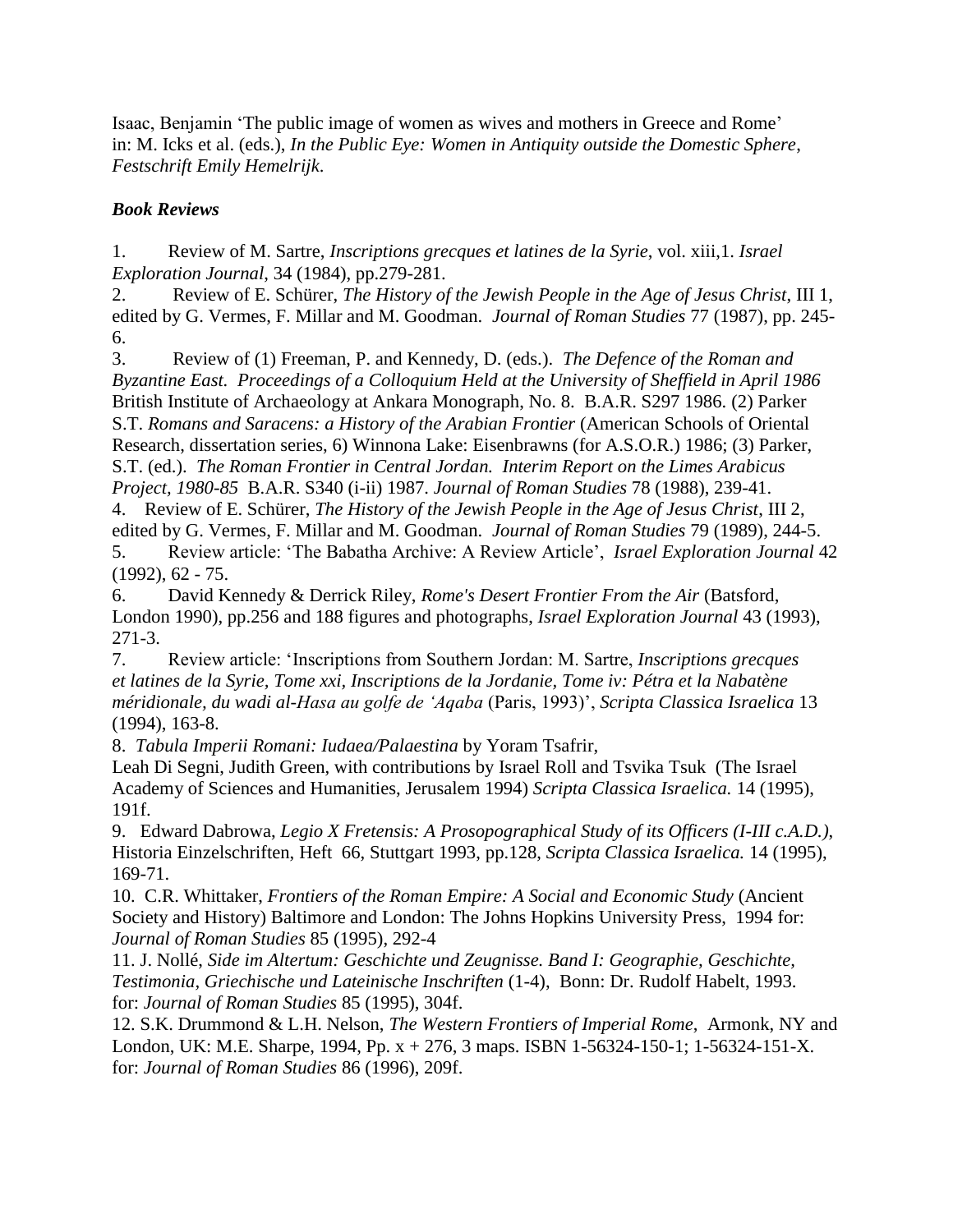Isaac, Benjamin 'The public image of women as wives and mothers in Greece and Rome' in: M. Icks et al. (eds.), *In the Public Eye: Women in Antiquity outside the Domestic Sphere, Festschrift Emily Hemelrijk.*

### *Book Reviews*

1. Review of M. Sartre, *Inscriptions grecques et latines de la Syrie*, vol. xiii,1. *Israel Exploration Journal*, 34 (1984), pp.279-281.
2. Review of E. Schürer, *The History of the Jewish People in the Age of Jesus Christ*, III 1, edited by G. Vermes, F. Millar and M. Goodman. *Journal of Roman Studies* 77 (1987), pp. 245-6.
3. Review of (1) Freeman, P. and Kennedy, D. (eds.). *The Defence of the Roman and Byzantine East. Proceedings of a Colloquium Held at the University of Sheffield in April 1986* British Institute of Archaeology at Ankara Monograph, No. 8. B.A.R. S297 1986. (2) Parker S.T. *Romans and Saracens: a History of the Arabian Frontier* (American Schools of Oriental Research, dissertation series, 6) Winnona Lake: Eisenbrawns (for A.S.O.R.) 1986; (3) Parker, S.T. (ed.). *The Roman Frontier in Central Jordan. Interim Report on the Limes Arabicus Project, 1980-85* B.A.R. S340 (i-ii) 1987. *Journal of Roman Studies* 78 (1988), 239-41.
4. Review of E. Schürer, *The History of the Jewish People in the Age of Jesus Christ*, III 2, edited by G. Vermes, F. Millar and M. Goodman. *Journal of Roman Studies* 79 (1989), 244-5.
5. Review article: 'The Babatha Archive: A Review Article', *Israel Exploration Journal* 42 (1992), 62 - 75.
6. David Kennedy & Derrick Riley, *Rome's Desert Frontier From the Air* (Batsford, London 1990), pp.256 and 188 figures and photographs, *Israel Exploration Journal* 43 (1993), 271-3.
7. Review article: 'Inscriptions from Southern Jordan: M. Sartre, *Inscriptions grecques et latines de la Syrie, Tome xxi, Inscriptions de la Jordanie, Tome iv: Pétra et la Nabatène méridionale, du wadi al-Hasa au golfe de 'Aqaba* (Paris, 1993)', *Scripta Classica Israelica* 13 (1994), 163-8.
8. *Tabula Imperii Romani: Iudaea/Palaestina* by Yoram Tsafrir, Leah Di Segni, Judith Green, with contributions by Israel Roll and Tsvika Tsuk (The Israel Academy of Sciences and Humanities, Jerusalem 1994) *Scripta Classica Israelica.* 14 (1995), 191f.
9. Edward Dabrowa, *Legio X Fretensis: A Prosopographical Study of its Officers (I-III c.A.D.)*, Historia Einzelschriften, Heft 66, Stuttgart 1993, pp.128, *Scripta Classica Israelica.* 14 (1995), 169-71.
10. C.R. Whittaker, *Frontiers of the Roman Empire: A Social and Economic Study* (Ancient Society and History) Baltimore and London: The Johns Hopkins University Press, 1994 for: *Journal of Roman Studies* 85 (1995), 292-4
11. J. Nollé, *Side im Altertum: Geschichte und Zeugnisse. Band I: Geographie, Geschichte, Testimonia, Griechische und Lateinische Inschriften* (1-4), Bonn: Dr. Rudolf Habelt, 1993. for: *Journal of Roman Studies* 85 (1995), 304f.
12. S.K. Drummond & L.H. Nelson, *The Western Frontiers of Imperial Rome*, Armonk, NY and London, UK: M.E. Sharpe, 1994, Pp. x + 276, 3 maps. ISBN 1-56324-150-1; 1-56324-151-X. for: *Journal of Roman Studies* 86 (1996), 209f.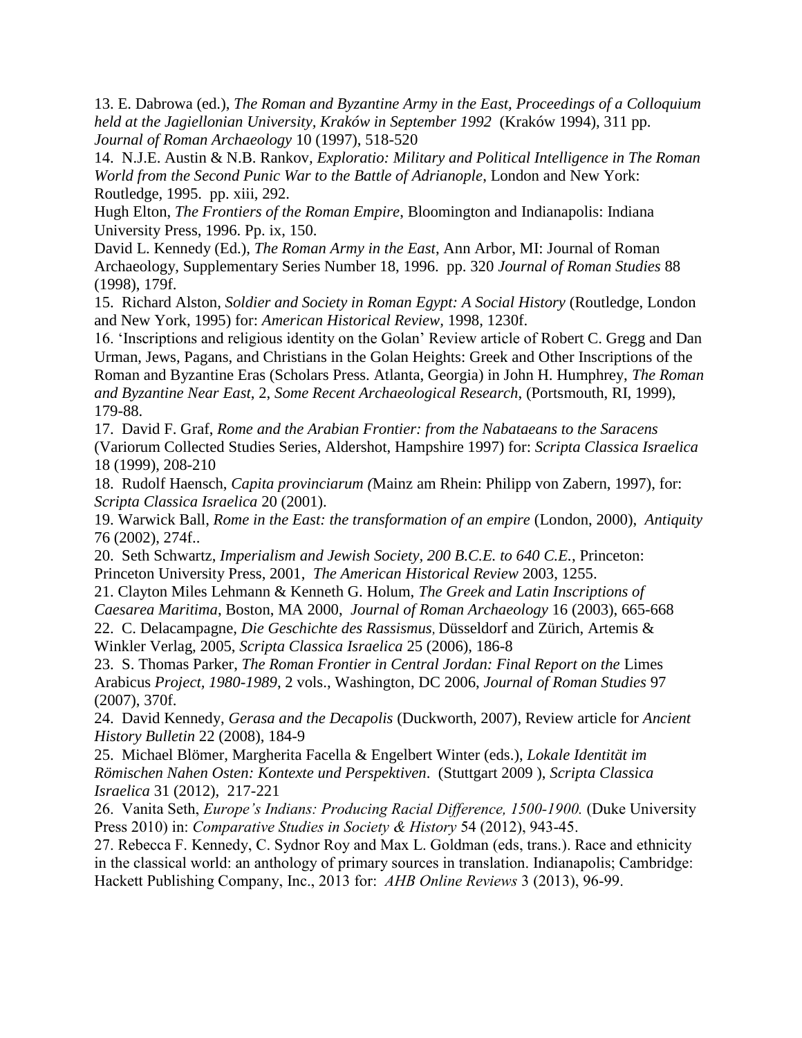13. E. Dabrowa (ed.), *The Roman and Byzantine Army in the East, Proceedings of a Colloquium held at the Jagiellonian University, Kraków in September 1992* (Kraków 1994), 311 pp. *Journal of Roman Archaeology* 10 (1997), 518-520

14. N.J.E. Austin & N.B. Rankov, *Exploratio: Military and Political Intelligence in The Roman World from the Second Punic War to the Battle of Adrianople*, London and New York: Routledge, 1995. pp. xiii, 292.

Hugh Elton, *The Frontiers of the Roman Empire*, Bloomington and Indianapolis: Indiana University Press, 1996. Pp. ix, 150.

David L. Kennedy (Ed.), *The Roman Army in the East*, Ann Arbor, MI: Journal of Roman Archaeology, Supplementary Series Number 18, 1996. pp. 320 *Journal of Roman Studies* 88 (1998), 179f.

15. Richard Alston, *Soldier and Society in Roman Egypt: A Social History* (Routledge, London and New York, 1995) for: *American Historical Review*, 1998, 1230f.

16. 'Inscriptions and religious identity on the Golan' Review article of Robert C. Gregg and Dan Urman, Jews, Pagans, and Christians in the Golan Heights: Greek and Other Inscriptions of the Roman and Byzantine Eras (Scholars Press. Atlanta, Georgia) in John H. Humphrey, *The Roman and Byzantine Near East*, 2, *Some Recent Archaeological Research*, (Portsmouth, RI, 1999), 179-88.

17. David F. Graf, *Rome and the Arabian Frontier: from the Nabataeans to the Saracens* (Variorum Collected Studies Series, Aldershot, Hampshire 1997) for: *Scripta Classica Israelica* 18 (1999), 208-210

18. Rudolf Haensch, *Capita provinciarum (*Mainz am Rhein: Philipp von Zabern, 1997), for: *Scripta Classica Israelica* 20 (2001).

19. Warwick Ball, *Rome in the East: the transformation of an empire* (London, 2000), *Antiquity* 76 (2002), 274f..

20. Seth Schwartz, *Imperialism and Jewish Society, 200 B.C.E. to 640 C.E.*, Princeton: Princeton University Press, 2001, *The American Historical Review* 2003, 1255.

21. Clayton Miles Lehmann & Kenneth G. Holum, *The Greek and Latin Inscriptions of Caesarea Maritima*, Boston, MA 2000, *Journal of Roman Archaeology* 16 (2003), 665-668

22. C. Delacampagne, *Die Geschichte des Rassismus*, Düsseldorf and Zürich, Artemis & Winkler Verlag, 2005, *Scripta Classica Israelica* 25 (2006), 186-8

23. S. Thomas Parker, *The Roman Frontier in Central Jordan: Final Report on the* Limes Arabicus *Project, 1980-1989*, 2 vols., Washington, DC 2006, *Journal of Roman Studies* 97 (2007), 370f.

24. David Kennedy, *Gerasa and the Decapolis* (Duckworth, 2007), Review article for *Ancient History Bulletin* 22 (2008), 184-9

25. Michael Blömer, Margherita Facella & Engelbert Winter (eds.), *Lokale Identität im Römischen Nahen Osten: Kontexte und Perspektiven*. (Stuttgart 2009 ), *Scripta Classica Israelica* 31 (2012), 217-221

26. Vanita Seth, *Europe's Indians: Producing Racial Difference, 1500-1900.* (Duke University Press 2010) in: *Comparative Studies in Society & History* 54 (2012), 943-45.

27. Rebecca F. Kennedy, C. Sydnor Roy and Max L. Goldman (eds, trans.). Race and ethnicity in the classical world: an anthology of primary sources in translation. Indianapolis; Cambridge: Hackett Publishing Company, Inc., 2013 for: *AHB Online Reviews* 3 (2013), 96-99.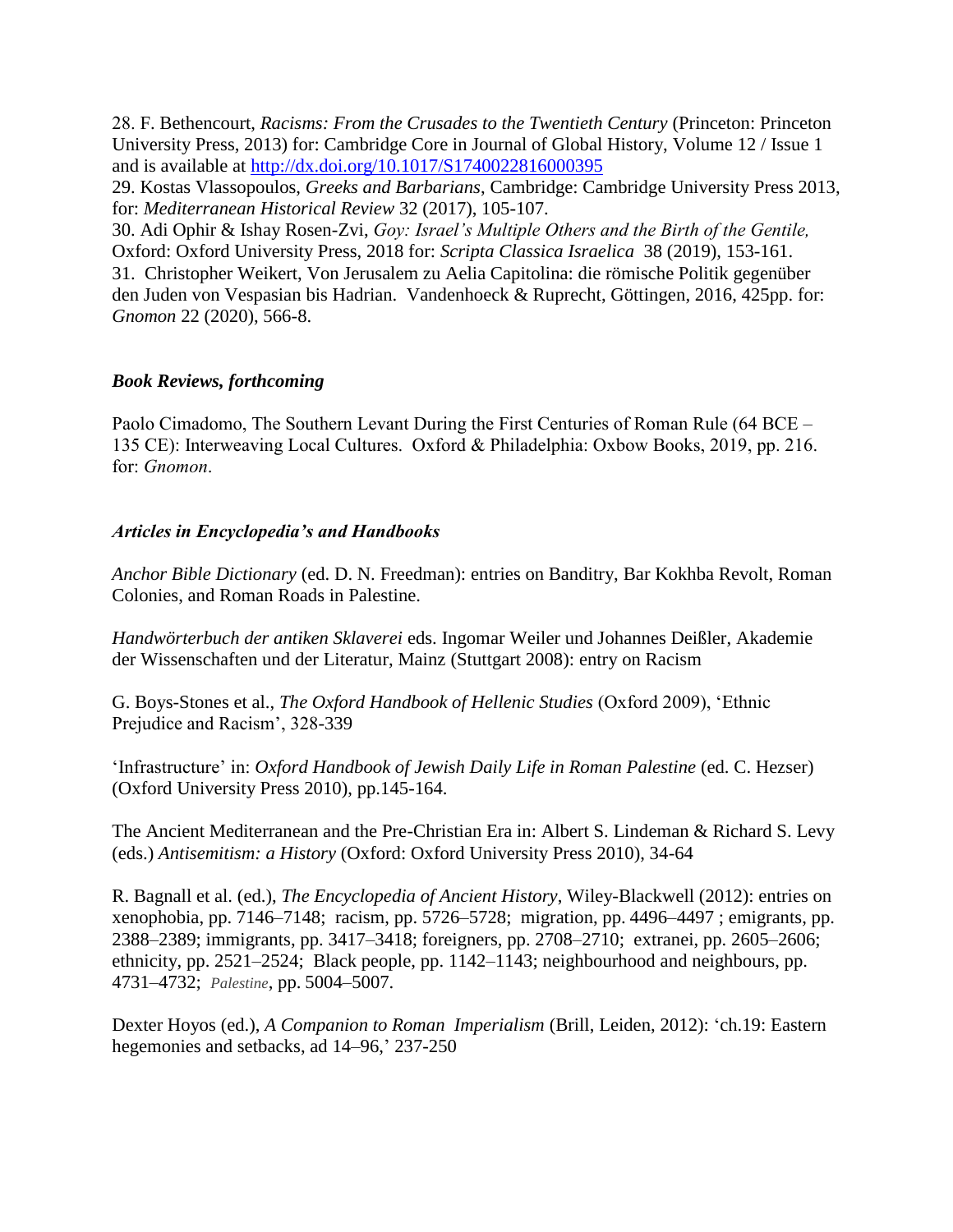28. F. Bethencourt, *Racisms: From the Crusades to the Twentieth Century* (Princeton: Princeton University Press, 2013) for: Cambridge Core in Journal of Global History, Volume 12 / Issue 1 and is available at http://dx.doi.org/10.1017/S1740022816000395
29. Kostas Vlassopoulos, *Greeks and Barbarians*, Cambridge: Cambridge University Press 2013, for: *Mediterranean Historical Review* 32 (2017), 105-107.
30. Adi Ophir & Ishay Rosen-Zvi, *Goy: Israel's Multiple Others and the Birth of the Gentile,* Oxford: Oxford University Press, 2018 for: *Scripta Classica Israelica* 38 (2019), 153-161.
31. Christopher Weikert, Von Jerusalem zu Aelia Capitolina: die römische Politik gegenüber den Juden von Vespasian bis Hadrian. Vandenhoeck & Ruprecht, Göttingen, 2016, 425pp. for: *Gnomon* 22 (2020), 566-8.

### *Book Reviews, forthcoming*

Paolo Cimadomo, The Southern Levant During the First Centuries of Roman Rule (64 BCE – 135 CE): Interweaving Local Cultures. Oxford & Philadelphia: Oxbow Books, 2019, pp. 216. for: *Gnomon*.

### *Articles in Encyclopedia's and Handbooks*

*Anchor Bible Dictionary* (ed. D. N. Freedman): entries on Banditry, Bar Kokhba Revolt, Roman Colonies, and Roman Roads in Palestine.

*Handwörterbuch der antiken Sklaverei* eds. Ingomar Weiler und Johannes Deißler, Akademie der Wissenschaften und der Literatur, Mainz (Stuttgart 2008): entry on Racism

G. Boys-Stones et al., *The Oxford Handbook of Hellenic Studies* (Oxford 2009), 'Ethnic Prejudice and Racism', 328-339

'Infrastructure' in: *Oxford Handbook of Jewish Daily Life in Roman Palestine* (ed. C. Hezser) (Oxford University Press 2010), pp.145-164.

The Ancient Mediterranean and the Pre-Christian Era in: Albert S. Lindeman & Richard S. Levy (eds.) *Antisemitism: a History* (Oxford: Oxford University Press 2010), 34-64

R. Bagnall et al. (ed.), *The Encyclopedia of Ancient History*, Wiley-Blackwell (2012): entries on xenophobia, pp. 7146–7148; racism, pp. 5726–5728; migration, pp. 4496–4497 ; emigrants, pp. 2388–2389; immigrants, pp. 3417–3418; foreigners, pp. 2708–2710; extranei, pp. 2605–2606; ethnicity, pp. 2521–2524; Black people, pp. 1142–1143; neighbourhood and neighbours, pp. 4731–4732; *Palestine*, pp. 5004–5007.

Dexter Hoyos (ed.), *A Companion to Roman Imperialism* (Brill, Leiden, 2012): 'ch.19: Eastern hegemonies and setbacks, ad 14–96,' 237-250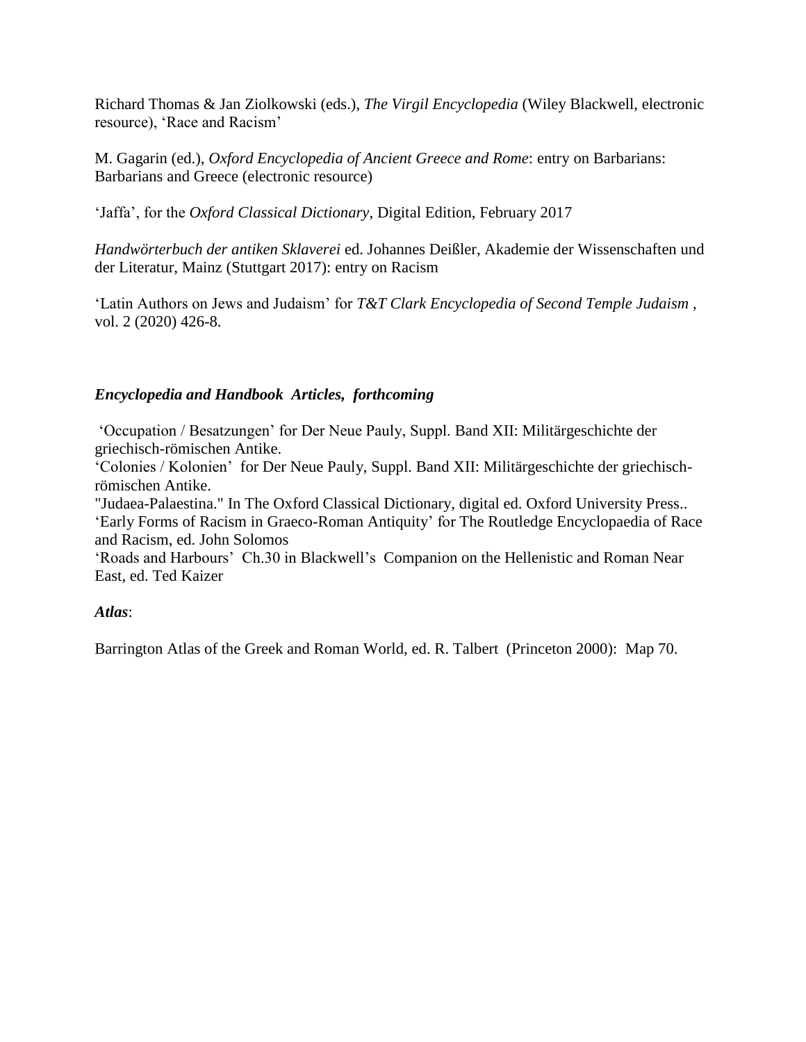Richard Thomas & Jan Ziolkowski (eds.), *The Virgil Encyclopedia* (Wiley Blackwell, electronic resource), 'Race and Racism'

M. Gagarin (ed.), *Oxford Encyclopedia of Ancient Greece and Rome*: entry on Barbarians: Barbarians and Greece (electronic resource)

'Jaffa', for the *Oxford Classical Dictionary*, Digital Edition, February 2017

*Handwörterbuch der antiken Sklaverei* ed. Johannes Deißler, Akademie der Wissenschaften und der Literatur, Mainz (Stuttgart 2017): entry on Racism

'Latin Authors on Jews and Judaism' for *T&T Clark Encyclopedia of Second Temple Judaism* , vol. 2 (2020) 426-8.

***Encyclopedia and Handbook Articles, forthcoming***

'Occupation / Besatzungen' for Der Neue Pauly, Suppl. Band XII: Militärgeschichte der griechisch-römischen Antike.
'Colonies / Kolonien' for Der Neue Pauly, Suppl. Band XII: Militärgeschichte der griechisch-römischen Antike.
"Judaea-Palaestina." In The Oxford Classical Dictionary, digital ed. Oxford University Press..
'Early Forms of Racism in Graeco-Roman Antiquity' for The Routledge Encyclopaedia of Race and Racism, ed. John Solomos
'Roads and Harbours' Ch.30 in Blackwell's Companion on the Hellenistic and Roman Near East, ed. Ted Kaizer

***Atlas***:

Barrington Atlas of the Greek and Roman World, ed. R. Talbert (Princeton 2000): Map 70.